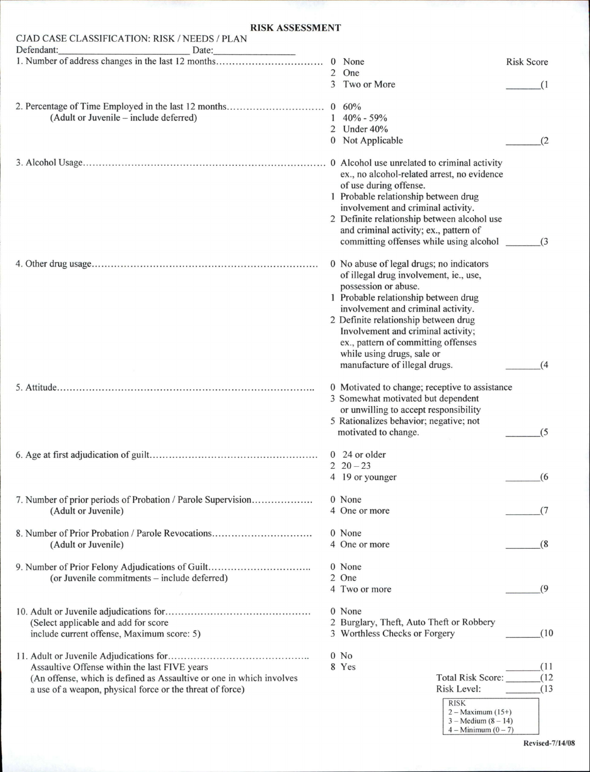# RISK ASSESSMENT

CJAD CASE CLASSIFICATION: RISK / NEEDS / PLAN

Defendant:\_\_\_\_\_\_\_\_\_\_\_\_\_\_\_\_\_\_\_\_\_\_\_\_\_\_ Date:\_\_\_\_\_\_\_\_\_\_\_\_\_\_\_\_

| | | Risk Score |
|---|---|---|
| 1. Number of address changes in the last 12 months................................ | 0 None<br>2 One<br>3 Two or More | \_\_\_\_\_\_\_(1 |
| 2. Percentage of Time Employed in the last 12 months.............................. (Adult or Juvenile – include deferred) | 0 60%<br>1 40% - 59%<br>2 Under 40%<br>0 Not Applicable | \_\_\_\_\_\_\_(2 |
| 3. Alcohol Usage.............................................................................. | 0 Alcohol use unrelated to criminal activity ex., no alcohol-related arrest, no evidence of use during offense.<br>1 Probable relationship between drug involvement and criminal activity.<br>2 Definite relationship between alcohol use and criminal activity; ex., pattern of committing offenses while using alcohol | \_\_\_\_\_\_\_(3 |
| 4. Other drug usage.......................................................................... | 0 No abuse of legal drugs; no indicators of illegal drug involvement, ie., use, possession or abuse.<br>1 Probable relationship between drug involvement and criminal activity.<br>2 Definite relationship between drug Involvement and criminal activity; ex., pattern of committing offenses while using drugs, sale or manufacture of illegal drugs. | \_\_\_\_\_\_\_(4 |
| 5. Attitude.......................................................................................... | 0 Motivated to change; receptive to assistance<br>3 Somewhat motivated but dependent or unwilling to accept responsibility<br>5 Rationalizes behavior; negative; not motivated to change. | \_\_\_\_\_\_\_(5 |
| 6. Age at first adjudication of guilt.................................................... | 0 24 or older<br>2 20 – 23<br>4 19 or younger | \_\_\_\_\_\_\_(6 |
| 7. Number of prior periods of Probation / Parole Supervision.................. (Adult or Juvenile) | 0 None<br>4 One or more | \_\_\_\_\_\_\_(7 |
| 8. Number of Prior Probation / Parole Revocations.............................. (Adult or Juvenile) | 0 None<br>4 One or more | \_\_\_\_\_\_\_(8 |
| 9. Number of Prior Felony Adjudications of Guilt............................... (or Juvenile commitments – include deferred) | 0 None<br>2 One<br>4 Two or more | \_\_\_\_\_\_\_(9 |
| 10. Adult or Juvenile adjudications for............................................ (Select applicable and add for score include current offense, Maximum score: 5) | 0 None<br>2 Burglary, Theft, Auto Theft or Robbery<br>3 Worthless Checks or Forgery | \_\_\_\_\_\_\_(10 |
| 11. Adult or Juvenile Adjudications for........................................... Assaultive Offense within the last FIVE years (An offense, which is defined as Assaultive or one in which involves a use of a weapon, physical force or the threat of force) | 0 No<br>8 Yes | \_\_\_\_\_\_\_(11 |

Total Risk Score: \_\_\_\_\_\_\_(12

Risk Level: \_\_\_\_\_\_\_(13

RISK
2 – Maximum (15+)
3 – Medium (8 – 14)
4 – Minimum (0 – 7)

Revised-7/14/08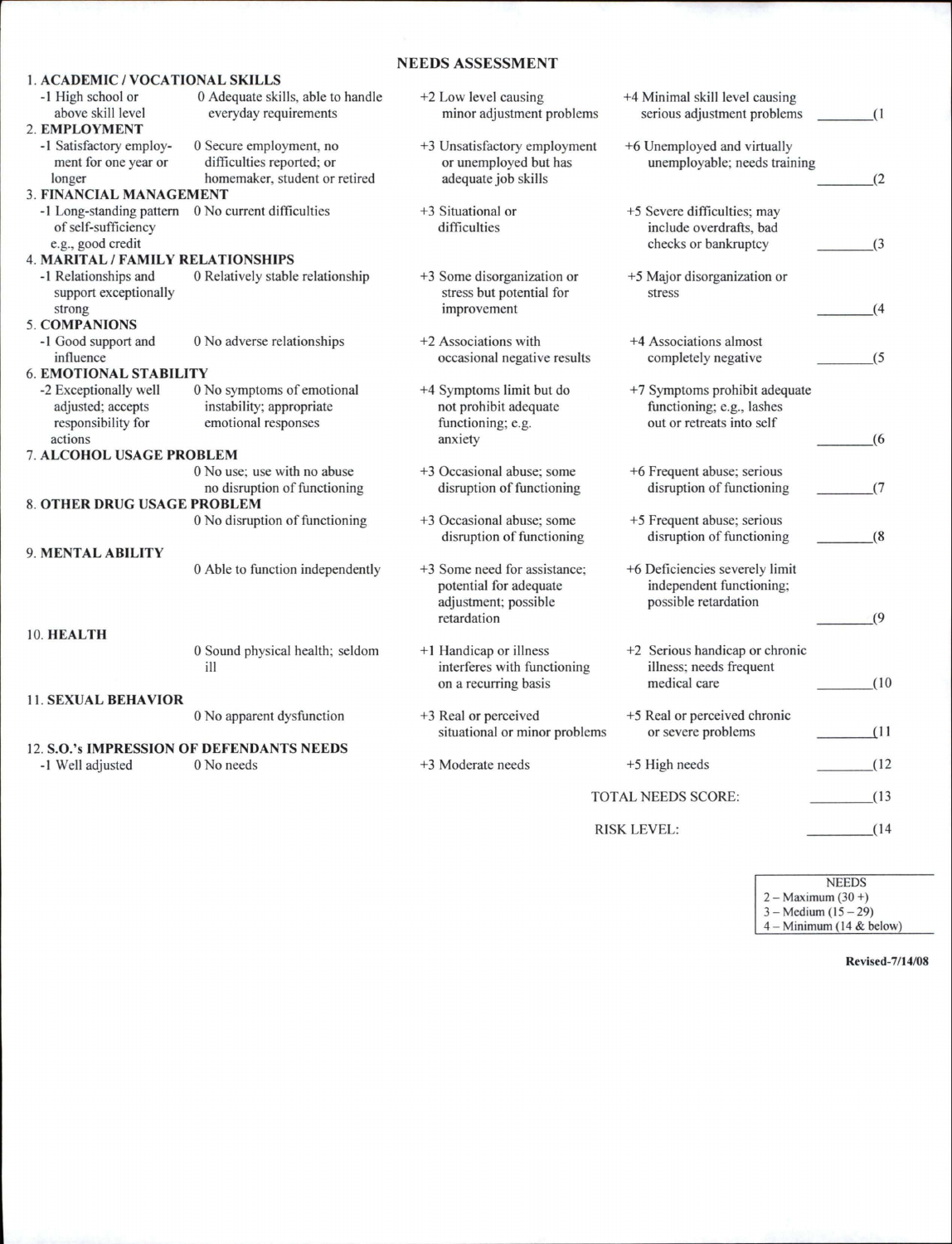# NEEDS ASSESSMENT

| | | | | |
|---|---|---|---|---|
| **1. ACADEMIC / VOCATIONAL SKILLS** | | | | |
| -1 High school or above skill level | 0 Adequate skills, able to handle everyday requirements | +2 Low level causing minor adjustment problems | +4 Minimal skill level causing serious adjustment problems | ________(1 |
| **2. EMPLOYMENT** | | | | |
| -1 Satisfactory employment for one year or longer | 0 Secure employment, no difficulties reported; or homemaker, student or retired | +3 Unsatisfactory employment or unemployed but has adequate job skills | +6 Unemployed and virtually unemployable; needs training | ________(2 |
| **3. FINANCIAL MANAGEMENT** | | | | |
| -1 Long-standing pattern of self-sufficiency e.g., good credit | 0 No current difficulties | +3 Situational or difficulties | +5 Severe difficulties; may include overdrafts, bad checks or bankruptcy | ________(3 |
| **4. MARITAL / FAMILY RELATIONSHIPS** | | | | |
| -1 Relationships and support exceptionally strong | 0 Relatively stable relationship | +3 Some disorganization or stress but potential for improvement | +5 Major disorganization or stress | ________(4 |
| **5. COMPANIONS** | | | | |
| -1 Good support and influence | 0 No adverse relationships | +2 Associations with occasional negative results | +4 Associations almost completely negative | ________(5 |
| **6. EMOTIONAL STABILITY** | | | | |
| -2 Exceptionally well adjusted; accepts responsibility for actions | 0 No symptoms of emotional instability; appropriate emotional responses | +4 Symptoms limit but do not prohibit adequate functioning; e.g. anxiety | +7 Symptoms prohibit adequate functioning; e.g., lashes out or retreats into self | ________(6 |
| **7. ALCOHOL USAGE PROBLEM** | | | | |
| | 0 No use; use with no abuse no disruption of functioning | +3 Occasional abuse; some disruption of functioning | +6 Frequent abuse; serious disruption of functioning | ________(7 |
| **8. OTHER DRUG USAGE PROBLEM** | | | | |
| | 0 No disruption of functioning | +3 Occasional abuse; some disruption of functioning | +5 Frequent abuse; serious disruption of functioning | ________(8 |
| **9. MENTAL ABILITY** | | | | |
| | 0 Able to function independently | +3 Some need for assistance; potential for adequate adjustment; possible retardation | +6 Deficiencies severely limit independent functioning; possible retardation | ________(9 |
| **10. HEALTH** | | | | |
| | 0 Sound physical health; seldom ill | +1 Handicap or illness interferes with functioning on a recurring basis | +2 Serious handicap or chronic illness; needs frequent medical care | ________(10 |
| **11. SEXUAL BEHAVIOR** | | | | |
| | 0 No apparent dysfunction | +3 Real or perceived situational or minor problems | +5 Real or perceived chronic or severe problems | ________(11 |
| **12. S.O.'s IMPRESSION OF DEFENDANTS NEEDS** | | | | |
| -1 Well adjusted | 0 No needs | +3 Moderate needs | +5 High needs | ________(12 |

TOTAL NEEDS SCORE: ________(13

RISK LEVEL: ________(14

| NEEDS |
|---|
| 2 – Maximum (30 +) |
| 3 – Medium (15 – 29) |
| 4 – Minimum (14 & below) |

**Revised-7/14/08**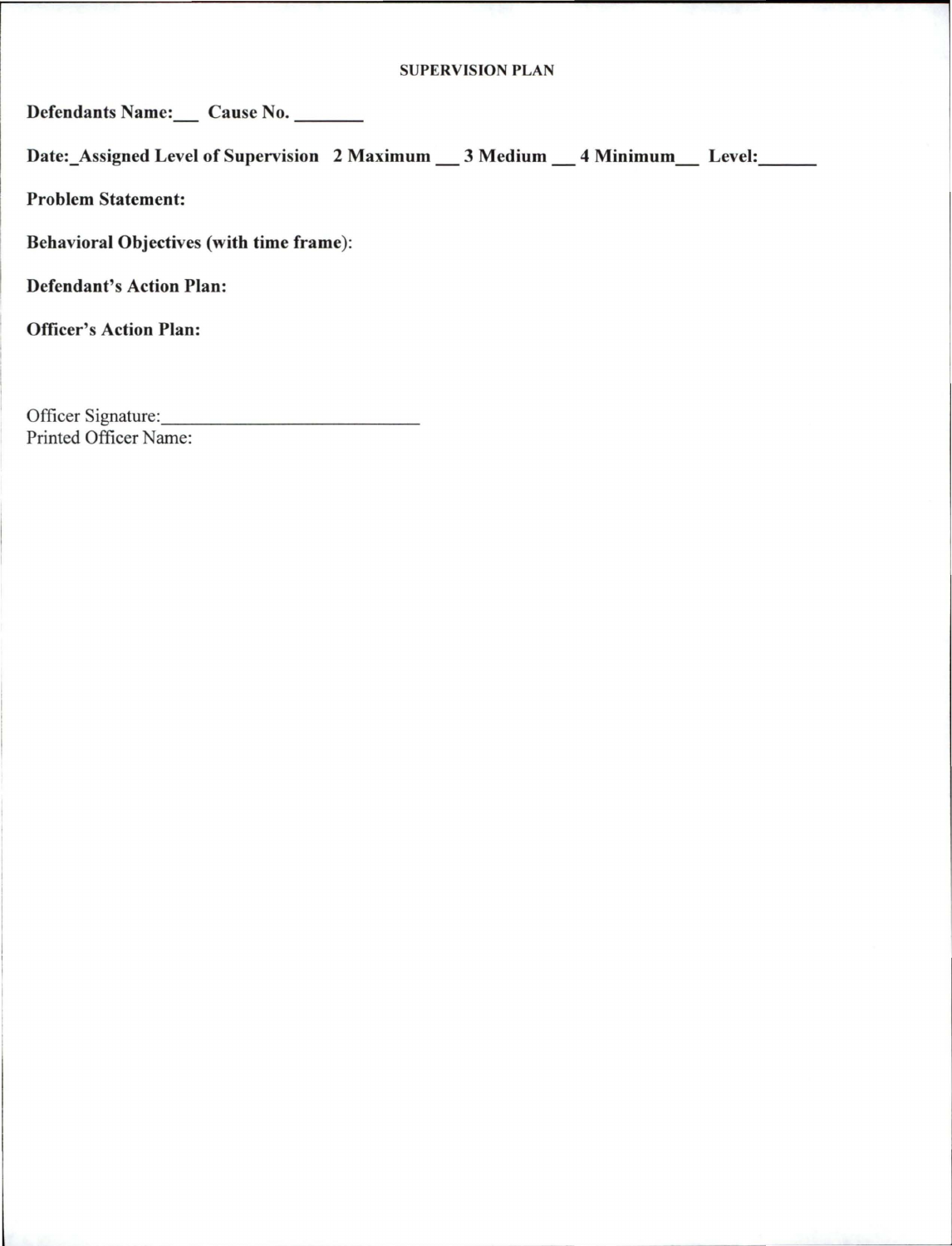SUPERVISION PLAN

**Defendants Name:___ Cause No. _______**

**Date:_Assigned Level of Supervision 2 Maximum __ 3 Medium __ 4 Minimum__ Level:______**

**Problem Statement:**

**Behavioral Objectives (with time frame):**

**Defendant's Action Plan:**

**Officer's Action Plan:**

Officer Signature:___________________________
Printed Officer Name: